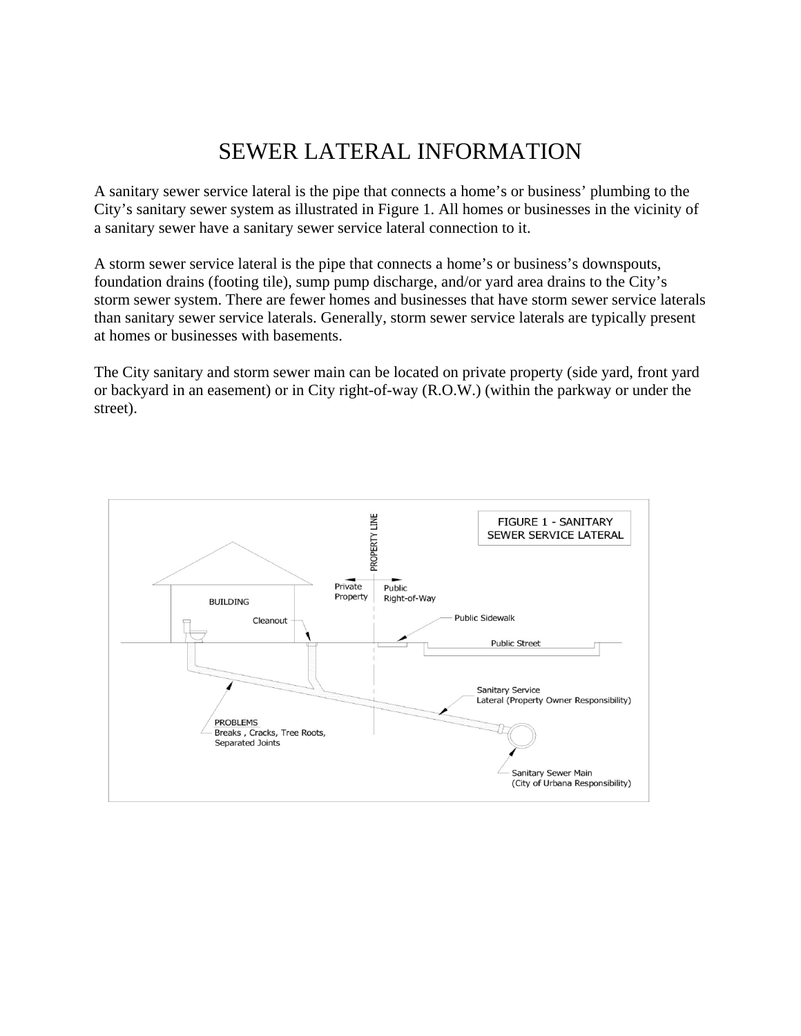# SEWER LATERAL INFORMATION

A sanitary sewer service lateral is the pipe that connects a home's or business' plumbing to the City's sanitary sewer system as illustrated in Figure 1. All homes or businesses in the vicinity of a sanitary sewer have a sanitary sewer service lateral connection to it.

A storm sewer service lateral is the pipe that connects a home's or business's downspouts, foundation drains (footing tile), sump pump discharge, and/or yard area drains to the City's storm sewer system. There are fewer homes and businesses that have storm sewer service laterals than sanitary sewer service laterals. Generally, storm sewer service laterals are typically present at homes or businesses with basements.

The City sanitary and storm sewer main can be located on private property (side yard, front yard or backyard in an easement) or in City right-of-way (R.O.W.) (within the parkway or under the street).

FIGURE 1 - SANITARY SEWER SERVICE LATERAL

PROPERTY LINE

Private Property

Public Right-of-Way

BUILDING

Cleanout

Public Sidewalk

Public Street

Sanitary Service Lateral (Property Owner Responsibility)

PROBLEMS
Breaks , Cracks, Tree Roots, Separated Joints

Sanitary Sewer Main (City of Urbana Responsibility)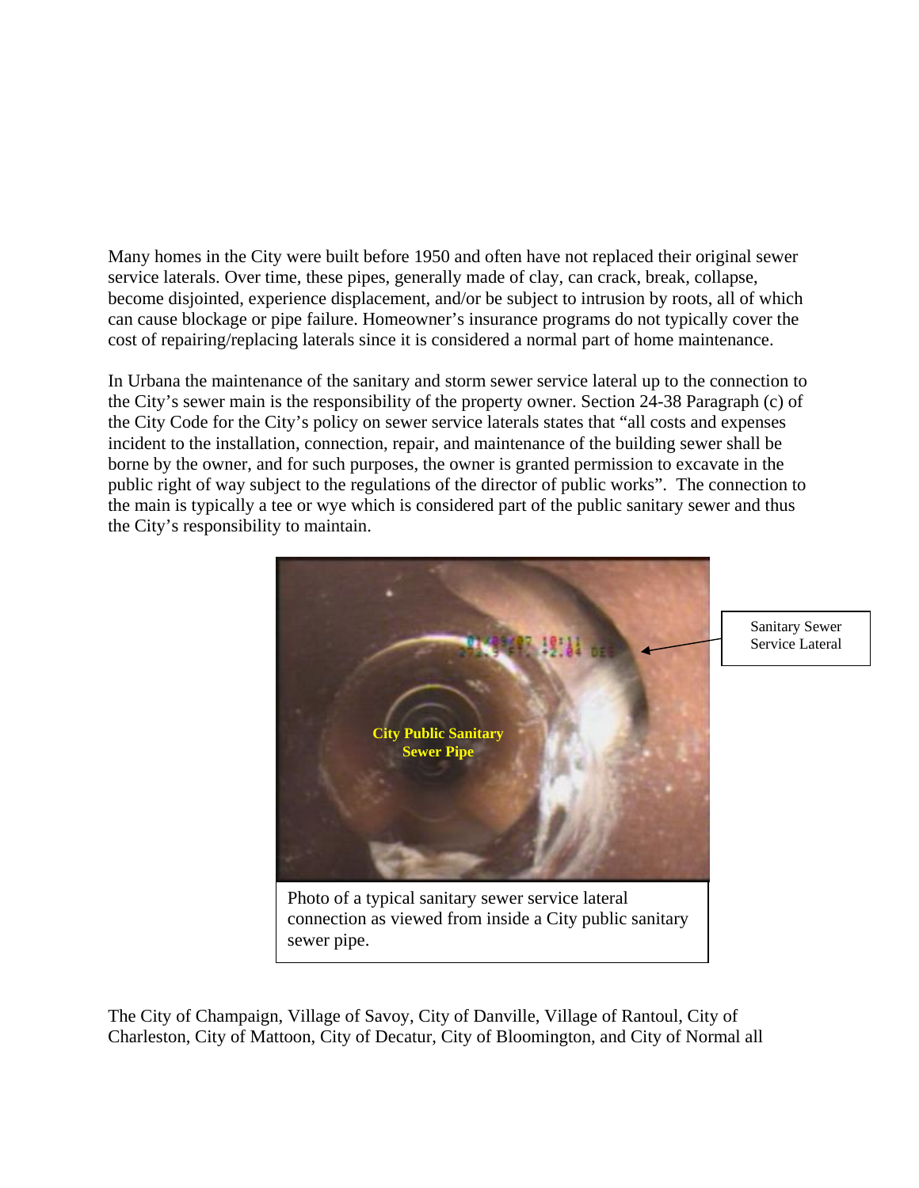Many homes in the City were built before 1950 and often have not replaced their original sewer service laterals. Over time, these pipes, generally made of clay, can crack, break, collapse, become disjointed, experience displacement, and/or be subject to intrusion by roots, all of which can cause blockage or pipe failure. Homeowner's insurance programs do not typically cover the cost of repairing/replacing laterals since it is considered a normal part of home maintenance.

In Urbana the maintenance of the sanitary and storm sewer service lateral up to the connection to the City's sewer main is the responsibility of the property owner. Section 24-38 Paragraph (c) of the City Code for the City's policy on sewer service laterals states that "all costs and expenses incident to the installation, connection, repair, and maintenance of the building sewer shall be borne by the owner, and for such purposes, the owner is granted permission to excavate in the public right of way subject to the regulations of the director of public works". The connection to the main is typically a tee or wye which is considered part of the public sanitary sewer and thus the City's responsibility to maintain.

Photo of a typical sanitary sewer service lateral connection as viewed from inside a City public sanitary sewer pipe.

The City of Champaign, Village of Savoy, City of Danville, Village of Rantoul, City of Charleston, City of Mattoon, City of Decatur, City of Bloomington, and City of Normal all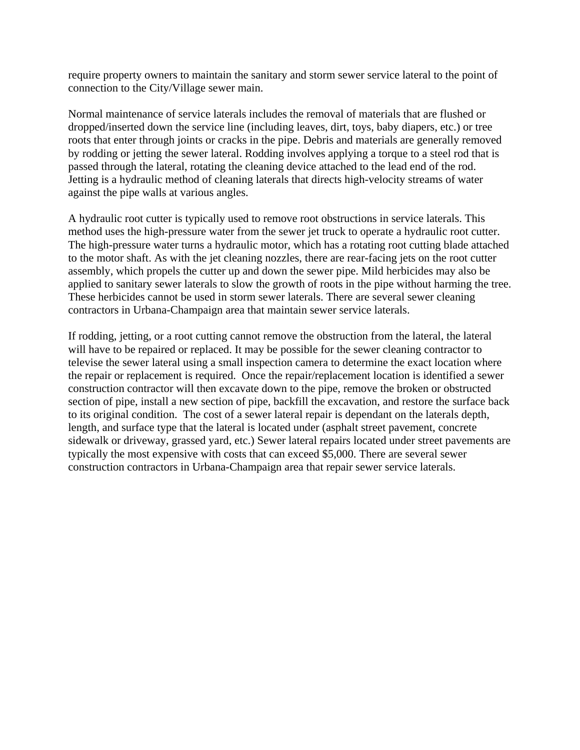require property owners to maintain the sanitary and storm sewer service lateral to the point of connection to the City/Village sewer main.

Normal maintenance of service laterals includes the removal of materials that are flushed or dropped/inserted down the service line (including leaves, dirt, toys, baby diapers, etc.) or tree roots that enter through joints or cracks in the pipe. Debris and materials are generally removed by rodding or jetting the sewer lateral. Rodding involves applying a torque to a steel rod that is passed through the lateral, rotating the cleaning device attached to the lead end of the rod. Jetting is a hydraulic method of cleaning laterals that directs high-velocity streams of water against the pipe walls at various angles.

A hydraulic root cutter is typically used to remove root obstructions in service laterals. This method uses the high-pressure water from the sewer jet truck to operate a hydraulic root cutter. The high-pressure water turns a hydraulic motor, which has a rotating root cutting blade attached to the motor shaft. As with the jet cleaning nozzles, there are rear-facing jets on the root cutter assembly, which propels the cutter up and down the sewer pipe. Mild herbicides may also be applied to sanitary sewer laterals to slow the growth of roots in the pipe without harming the tree. These herbicides cannot be used in storm sewer laterals. There are several sewer cleaning contractors in Urbana-Champaign area that maintain sewer service laterals.

If rodding, jetting, or a root cutting cannot remove the obstruction from the lateral, the lateral will have to be repaired or replaced. It may be possible for the sewer cleaning contractor to televise the sewer lateral using a small inspection camera to determine the exact location where the repair or replacement is required. Once the repair/replacement location is identified a sewer construction contractor will then excavate down to the pipe, remove the broken or obstructed section of pipe, install a new section of pipe, backfill the excavation, and restore the surface back to its original condition. The cost of a sewer lateral repair is dependant on the laterals depth, length, and surface type that the lateral is located under (asphalt street pavement, concrete sidewalk or driveway, grassed yard, etc.) Sewer lateral repairs located under street pavements are typically the most expensive with costs that can exceed $5,000. There are several sewer construction contractors in Urbana-Champaign area that repair sewer service laterals.